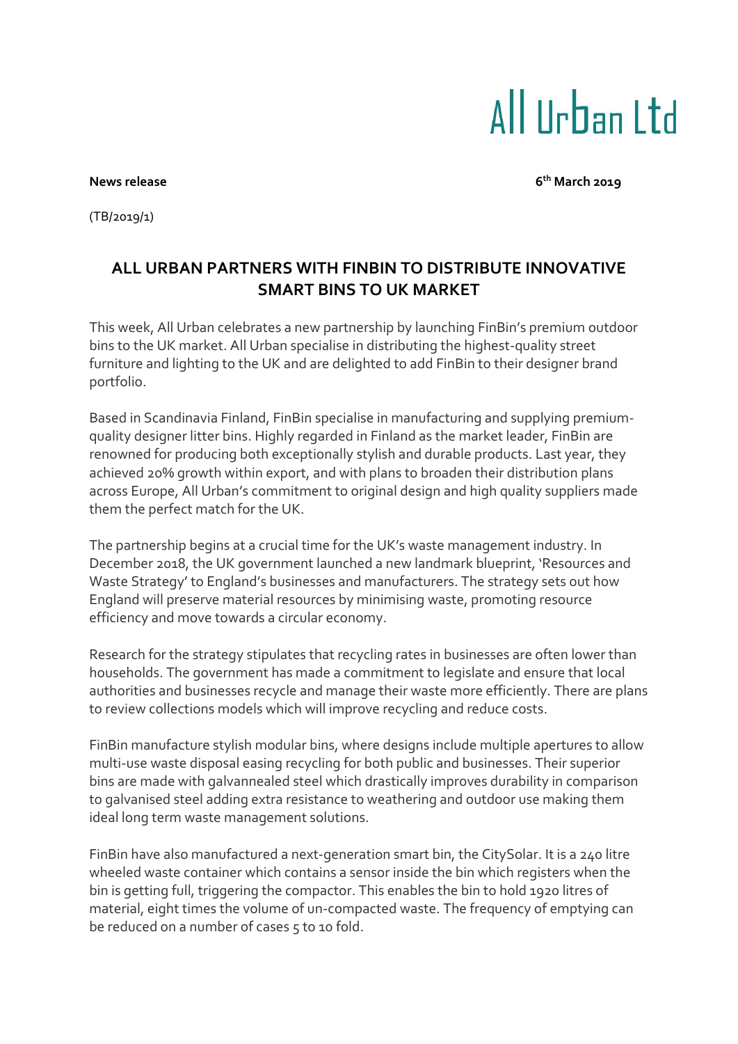All Urban Ltd

**News release** **6th March 2019**

(TB/2019/1)

## ALL URBAN PARTNERS WITH FINBIN TO DISTRIBUTE INNOVATIVE SMART BINS TO UK MARKET

This week, All Urban celebrates a new partnership by launching FinBin's premium outdoor bins to the UK market. All Urban specialise in distributing the highest-quality street furniture and lighting to the UK and are delighted to add FinBin to their designer brand portfolio.

Based in Scandinavia Finland, FinBin specialise in manufacturing and supplying premium-quality designer litter bins. Highly regarded in Finland as the market leader, FinBin are renowned for producing both exceptionally stylish and durable products. Last year, they achieved 20% growth within export, and with plans to broaden their distribution plans across Europe, All Urban's commitment to original design and high quality suppliers made them the perfect match for the UK.

The partnership begins at a crucial time for the UK's waste management industry. In December 2018, the UK government launched a new landmark blueprint, 'Resources and Waste Strategy' to England's businesses and manufacturers. The strategy sets out how England will preserve material resources by minimising waste, promoting resource efficiency and move towards a circular economy.

Research for the strategy stipulates that recycling rates in businesses are often lower than households. The government has made a commitment to legislate and ensure that local authorities and businesses recycle and manage their waste more efficiently. There are plans to review collections models which will improve recycling and reduce costs.

FinBin manufacture stylish modular bins, where designs include multiple apertures to allow multi-use waste disposal easing recycling for both public and businesses. Their superior bins are made with galvannealed steel which drastically improves durability in comparison to galvanised steel adding extra resistance to weathering and outdoor use making them ideal long term waste management solutions.

FinBin have also manufactured a next-generation smart bin, the CitySolar. It is a 240 litre wheeled waste container which contains a sensor inside the bin which registers when the bin is getting full, triggering the compactor. This enables the bin to hold 1920 litres of material, eight times the volume of un-compacted waste. The frequency of emptying can be reduced on a number of cases 5 to 10 fold.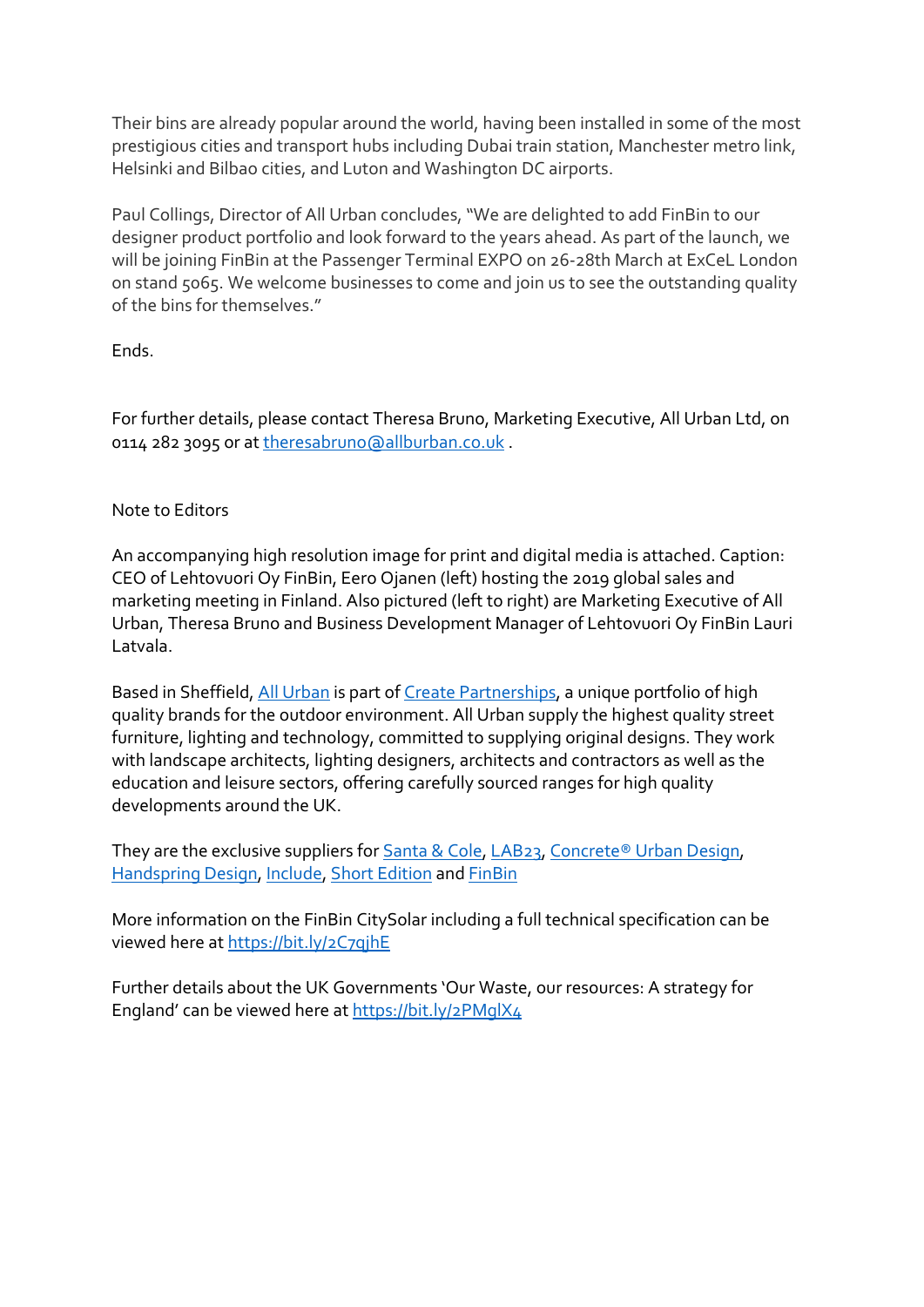Their bins are already popular around the world, having been installed in some of the most prestigious cities and transport hubs including Dubai train station, Manchester metro link, Helsinki and Bilbao cities, and Luton and Washington DC airports.

Paul Collings, Director of All Urban concludes, "We are delighted to add FinBin to our designer product portfolio and look forward to the years ahead. As part of the launch, we will be joining FinBin at the Passenger Terminal EXPO on 26-28th March at ExCeL London on stand 5065. We welcome businesses to come and join us to see the outstanding quality of the bins for themselves."

Ends.

For further details, please contact Theresa Bruno, Marketing Executive, All Urban Ltd, on 0114 282 3095 or at theresabruno@allburban.co.uk .

Note to Editors

An accompanying high resolution image for print and digital media is attached. Caption: CEO of Lehtovuori Oy FinBin, Eero Ojanen (left) hosting the 2019 global sales and marketing meeting in Finland. Also pictured (left to right) are Marketing Executive of All Urban, Theresa Bruno and Business Development Manager of Lehtovuori Oy FinBin Lauri Latvala.

Based in Sheffield, All Urban is part of Create Partnerships, a unique portfolio of high quality brands for the outdoor environment. All Urban supply the highest quality street furniture, lighting and technology, committed to supplying original designs. They work with landscape architects, lighting designers, architects and contractors as well as the education and leisure sectors, offering carefully sourced ranges for high quality developments around the UK.

They are the exclusive suppliers for Santa & Cole, LAB23, Concrete® Urban Design, Handspring Design, Include, Short Edition and FinBin

More information on the FinBin CitySolar including a full technical specification can be viewed here at https://bit.ly/2C7qjhE

Further details about the UK Governments 'Our Waste, our resources: A strategy for England' can be viewed here at https://bit.ly/2PMglX4